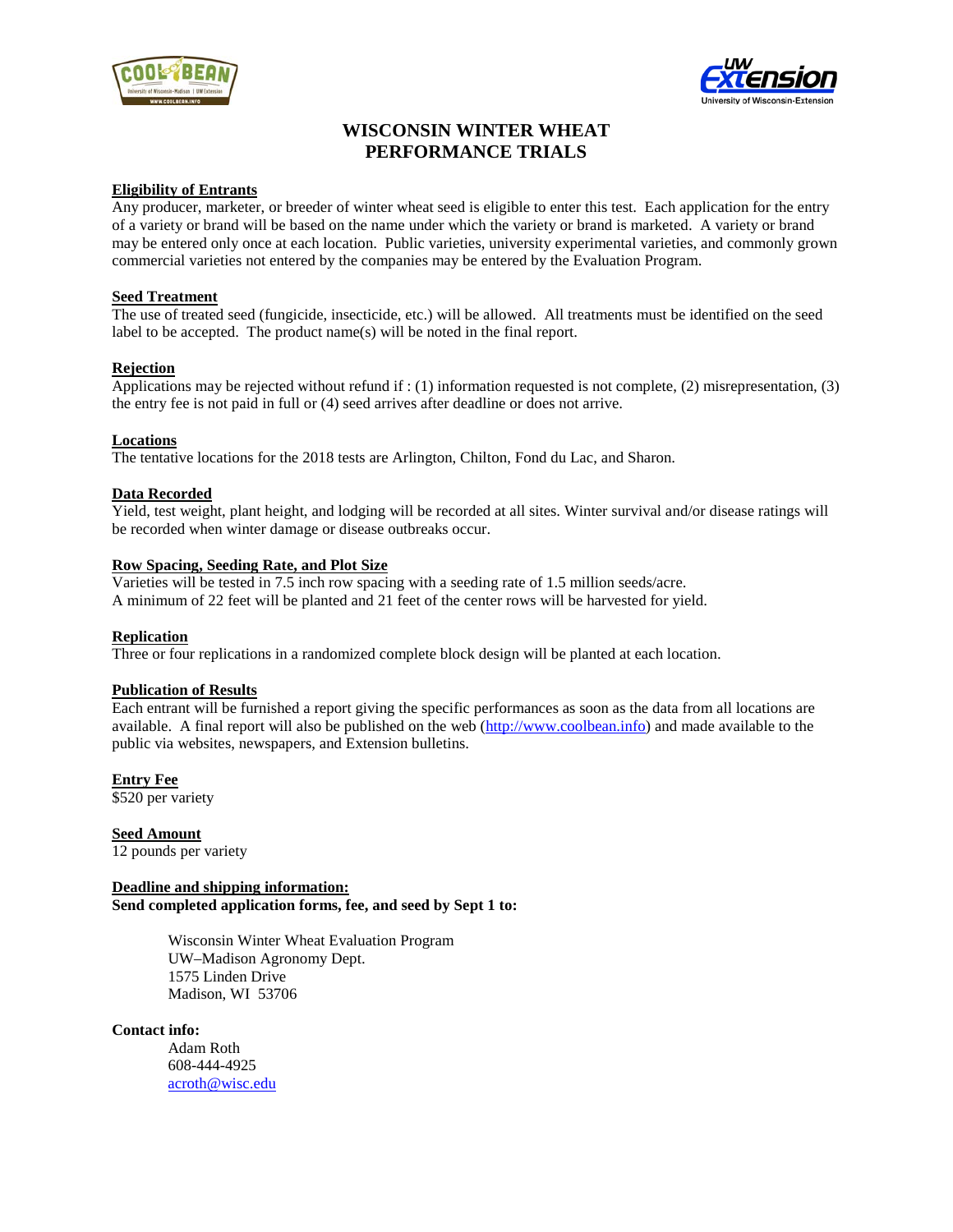# WISCONSIN WINTER WHEAT PERFORMANCE TRIALS

### Eligibility of Entrants

Any producer, marketer, or breeder of winter wheat seed is eligible to enter this test. Each application for the entry of a variety or brand will be based on the name under which the variety or brand is marketed. A variety or brand may be entered only once at each location. Public varieties, university experimental varieties, and commonly grown commercial varieties not entered by the companies may be entered by the Evaluation Program.

### Seed Treatment

The use of treated seed (fungicide, insecticide, etc.) will be allowed. All treatments must be identified on the seed label to be accepted. The product name(s) will be noted in the final report.

### Rejection

Applications may be rejected without refund if : (1) information requested is not complete, (2) misrepresentation, (3) the entry fee is not paid in full or (4) seed arrives after deadline or does not arrive.

### Locations

The tentative locations for the 2018 tests are Arlington, Chilton, Fond du Lac, and Sharon.

### Data Recorded

Yield, test weight, plant height, and lodging will be recorded at all sites. Winter survival and/or disease ratings will be recorded when winter damage or disease outbreaks occur.

### Row Spacing, Seeding Rate, and Plot Size

Varieties will be tested in 7.5 inch row spacing with a seeding rate of 1.5 million seeds/acre.
A minimum of 22 feet will be planted and 21 feet of the center rows will be harvested for yield.

### Replication

Three or four replications in a randomized complete block design will be planted at each location.

### Publication of Results

Each entrant will be furnished a report giving the specific performances as soon as the data from all locations are available. A final report will also be published on the web (http://www.coolbean.info) and made available to the public via websites, newspapers, and Extension bulletins.

### Entry Fee

$520 per variety

### Seed Amount

12 pounds per variety

### Deadline and shipping information:

**Send completed application forms, fee, and seed by Sept 1 to:**

Wisconsin Winter Wheat Evaluation Program
UW–Madison Agronomy Dept.
1575 Linden Drive
Madison, WI 53706

**Contact info:**

Adam Roth
608-444-4925
acroth@wisc.edu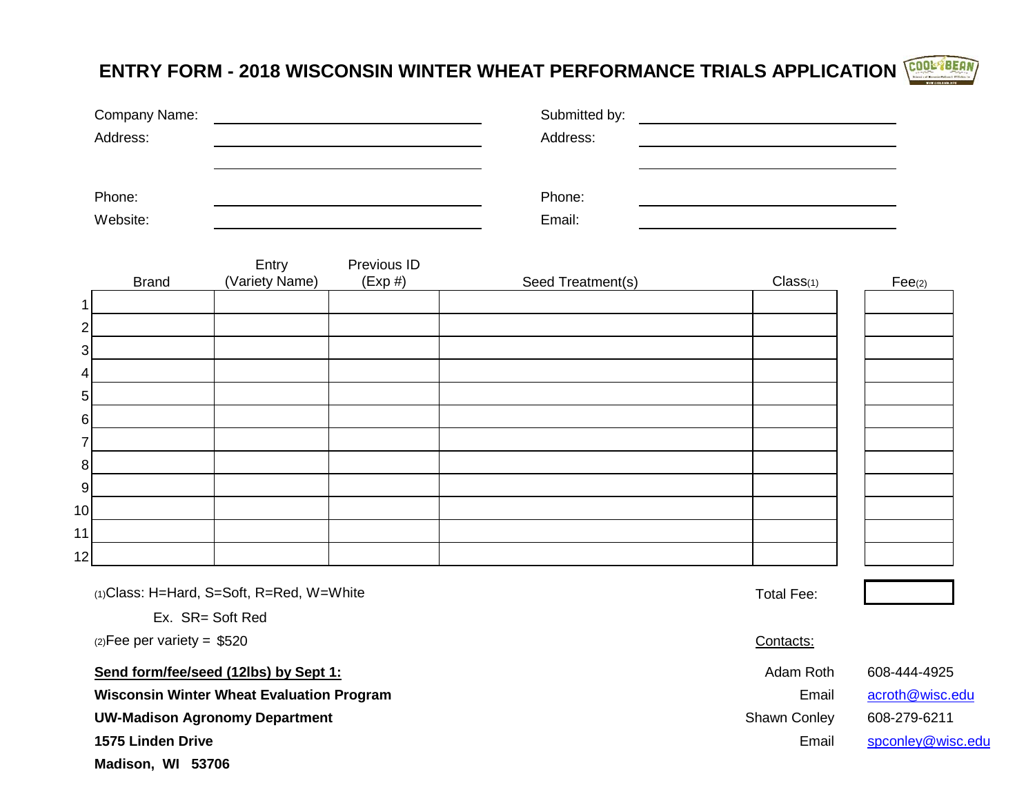# ENTRY FORM - 2018 WISCONSIN WINTER WHEAT PERFORMANCE TRIALS APPLICATION

| | | | |
|---|---|---|---|
| Company Name: | | Submitted by: | |
| Address: | | Address: | |
| | | | |
| Phone: | | Phone: | |
| Website: | | Email: | |

| | Brand | Entry (Variety Name) | Previous ID (Exp #) | Seed Treatment(s) | Class(1) | Fee(2) |
|---|---|---|---|---|---|---|
| 1 | | | | | | |
| 2 | | | | | | |
| 3 | | | | | | |
| 4 | | | | | | |
| 5 | | | | | | |
| 6 | | | | | | |
| 7 | | | | | | |
| 8 | | | | | | |
| 9 | | | | | | |
| 10 | | | | | | |
| 11 | | | | | | |
| 12 | | | | | | |

(1)Class: H=Hard, S=Soft, R=Red, W=White

Ex. SR= Soft Red

(2)Fee per variety = $520

Total Fee:

**Send form/fee/seed (12lbs) by Sept 1:**

**Wisconsin Winter Wheat Evaluation Program**

**UW-Madison Agronomy Department**

**1575 Linden Drive**

**Madison, WI 53706**

Contacts:

| | |
|---|---|
| Adam Roth | 608-444-4925 |
| Email | acroth@wisc.edu |
| Shawn Conley | 608-279-6211 |
| Email | spconley@wisc.edu |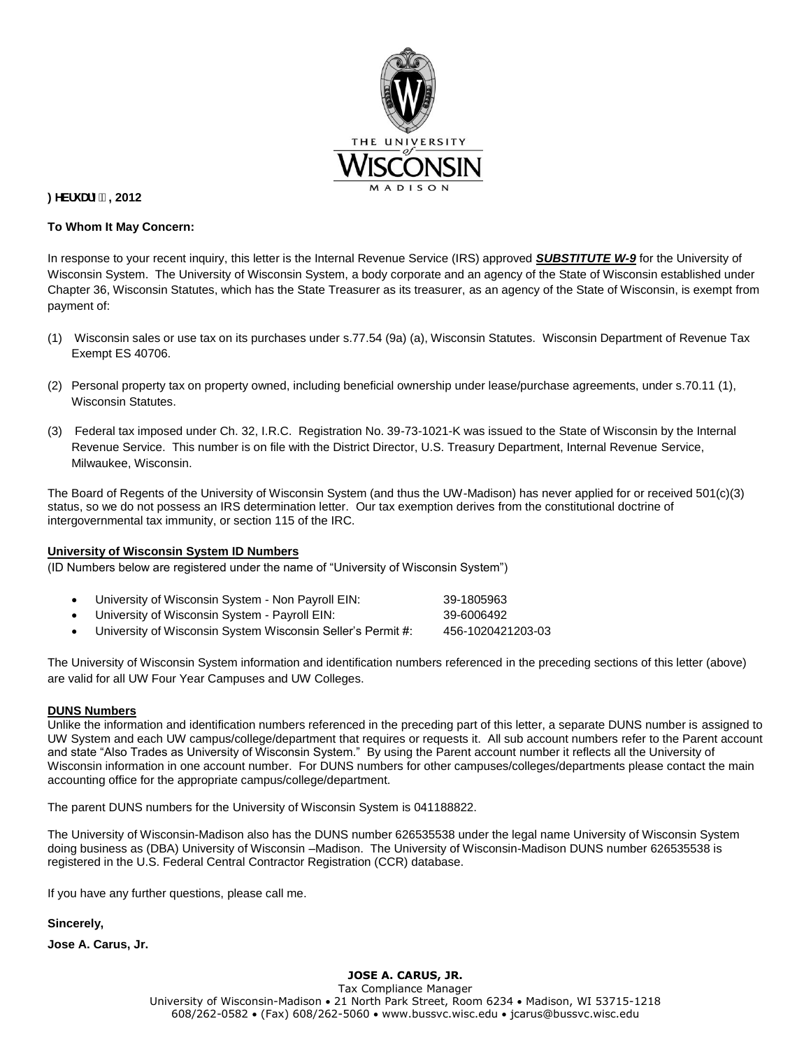**) HEUXDU  , 2012**

**To Whom It May Concern:**

In response to your recent inquiry, this letter is the Internal Revenue Service (IRS) approved ***SUBSTITUTE W-9*** for the University of Wisconsin System. The University of Wisconsin System, a body corporate and an agency of the State of Wisconsin established under Chapter 36, Wisconsin Statutes, which has the State Treasurer as its treasurer, as an agency of the State of Wisconsin, is exempt from payment of:

(1) Wisconsin sales or use tax on its purchases under s.77.54 (9a) (a), Wisconsin Statutes. Wisconsin Department of Revenue Tax Exempt ES 40706.

(2) Personal property tax on property owned, including beneficial ownership under lease/purchase agreements, under s.70.11 (1), Wisconsin Statutes.

(3) Federal tax imposed under Ch. 32, I.R.C. Registration No. 39-73-1021-K was issued to the State of Wisconsin by the Internal Revenue Service. This number is on file with the District Director, U.S. Treasury Department, Internal Revenue Service, Milwaukee, Wisconsin.

The Board of Regents of the University of Wisconsin System (and thus the UW-Madison) has never applied for or received 501(c)(3) status, so we do not possess an IRS determination letter. Our tax exemption derives from the constitutional doctrine of intergovernmental tax immunity, or section 115 of the IRC.

**University of Wisconsin System ID Numbers**

(ID Numbers below are registered under the name of "University of Wisconsin System")

- University of Wisconsin System - Non Payroll EIN: 39-1805963
- University of Wisconsin System - Payroll EIN: 39-6006492
- University of Wisconsin System Wisconsin Seller's Permit #: 456-1020421203-03

The University of Wisconsin System information and identification numbers referenced in the preceding sections of this letter (above) are valid for all UW Four Year Campuses and UW Colleges.

**DUNS Numbers**

Unlike the information and identification numbers referenced in the preceding part of this letter, a separate DUNS number is assigned to UW System and each UW campus/college/department that requires or requests it. All sub account numbers refer to the Parent account and state "Also Trades as University of Wisconsin System." By using the Parent account number it reflects all the University of Wisconsin information in one account number. For DUNS numbers for other campuses/colleges/departments please contact the main accounting office for the appropriate campus/college/department.

The parent DUNS numbers for the University of Wisconsin System is 041188822.

The University of Wisconsin-Madison also has the DUNS number 626535538 under the legal name University of Wisconsin System doing business as (DBA) University of Wisconsin –Madison. The University of Wisconsin-Madison DUNS number 626535538 is registered in the U.S. Federal Central Contractor Registration (CCR) database.

If you have any further questions, please call me.

**Sincerely,**

**Jose A. Carus, Jr.**

**JOSE A. CARUS, JR.**
Tax Compliance Manager
University of Wisconsin-Madison • 21 North Park Street, Room 6234 • Madison, WI 53715-1218
608/262-0582 • (Fax) 608/262-5060 • www.bussvc.wisc.edu • jcarus@bussvc.wisc.edu